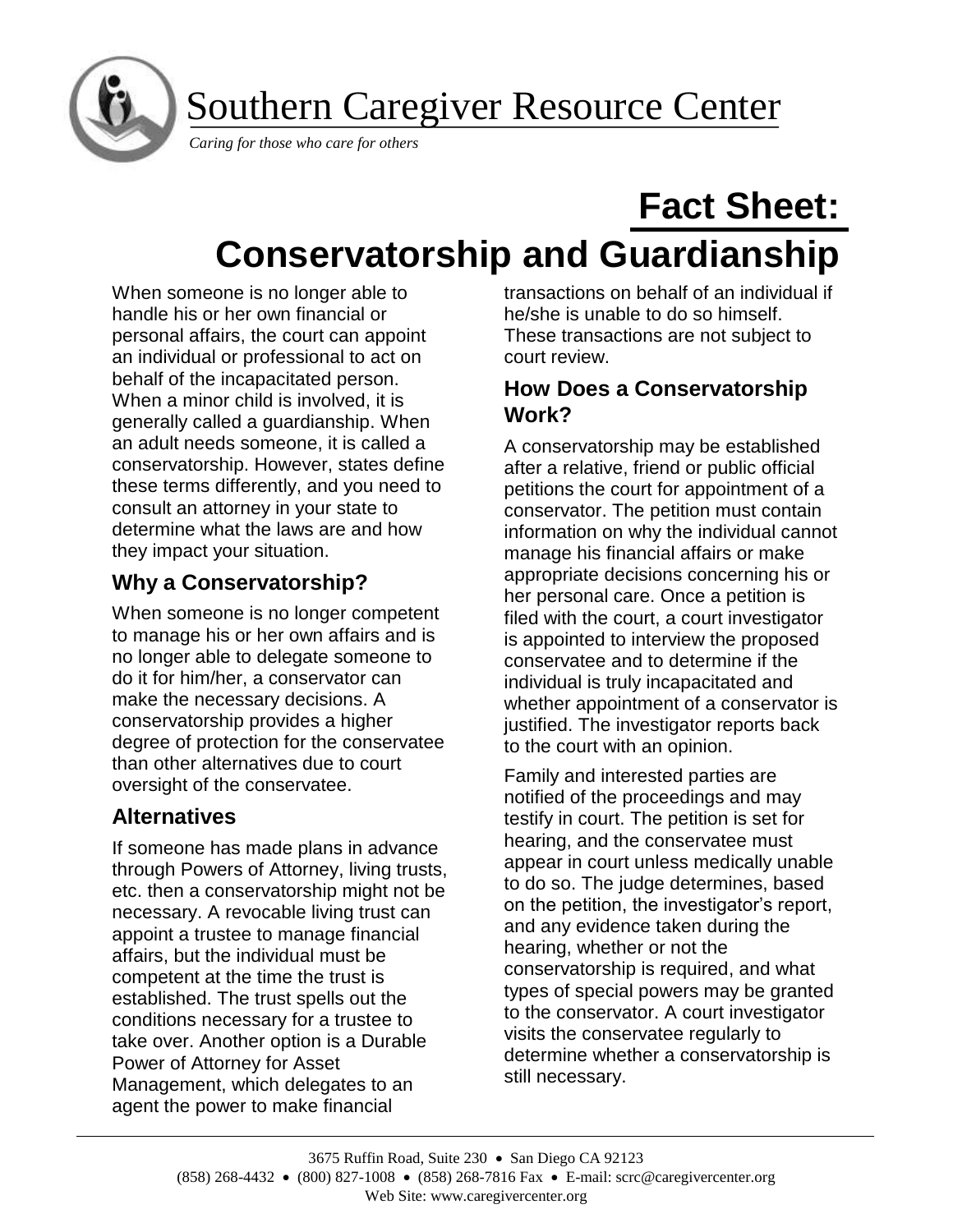# Southern Caregiver Resource Center

*Caring for those who care for others*

# Fact Sheet: Conservatorship and Guardianship

When someone is no longer able to handle his or her own financial or personal affairs, the court can appoint an individual or professional to act on behalf of the incapacitated person. When a minor child is involved, it is generally called a guardianship. When an adult needs someone, it is called a conservatorship. However, states define these terms differently, and you need to consult an attorney in your state to determine what the laws are and how they impact your situation.

## Why a Conservatorship?

When someone is no longer competent to manage his or her own affairs and is no longer able to delegate someone to do it for him/her, a conservator can make the necessary decisions. A conservatorship provides a higher degree of protection for the conservatee than other alternatives due to court oversight of the conservatee.

## Alternatives

If someone has made plans in advance through Powers of Attorney, living trusts, etc. then a conservatorship might not be necessary. A revocable living trust can appoint a trustee to manage financial affairs, but the individual must be competent at the time the trust is established. The trust spells out the conditions necessary for a trustee to take over. Another option is a Durable Power of Attorney for Asset Management, which delegates to an agent the power to make financial transactions on behalf of an individual if he/she is unable to do so himself. These transactions are not subject to court review.

## How Does a Conservatorship Work?

A conservatorship may be established after a relative, friend or public official petitions the court for appointment of a conservator. The petition must contain information on why the individual cannot manage his financial affairs or make appropriate decisions concerning his or her personal care. Once a petition is filed with the court, a court investigator is appointed to interview the proposed conservatee and to determine if the individual is truly incapacitated and whether appointment of a conservator is justified. The investigator reports back to the court with an opinion.

Family and interested parties are notified of the proceedings and may testify in court. The petition is set for hearing, and the conservatee must appear in court unless medically unable to do so. The judge determines, based on the petition, the investigator's report, and any evidence taken during the hearing, whether or not the conservatorship is required, and what types of special powers may be granted to the conservator. A court investigator visits the conservatee regularly to determine whether a conservatorship is still necessary.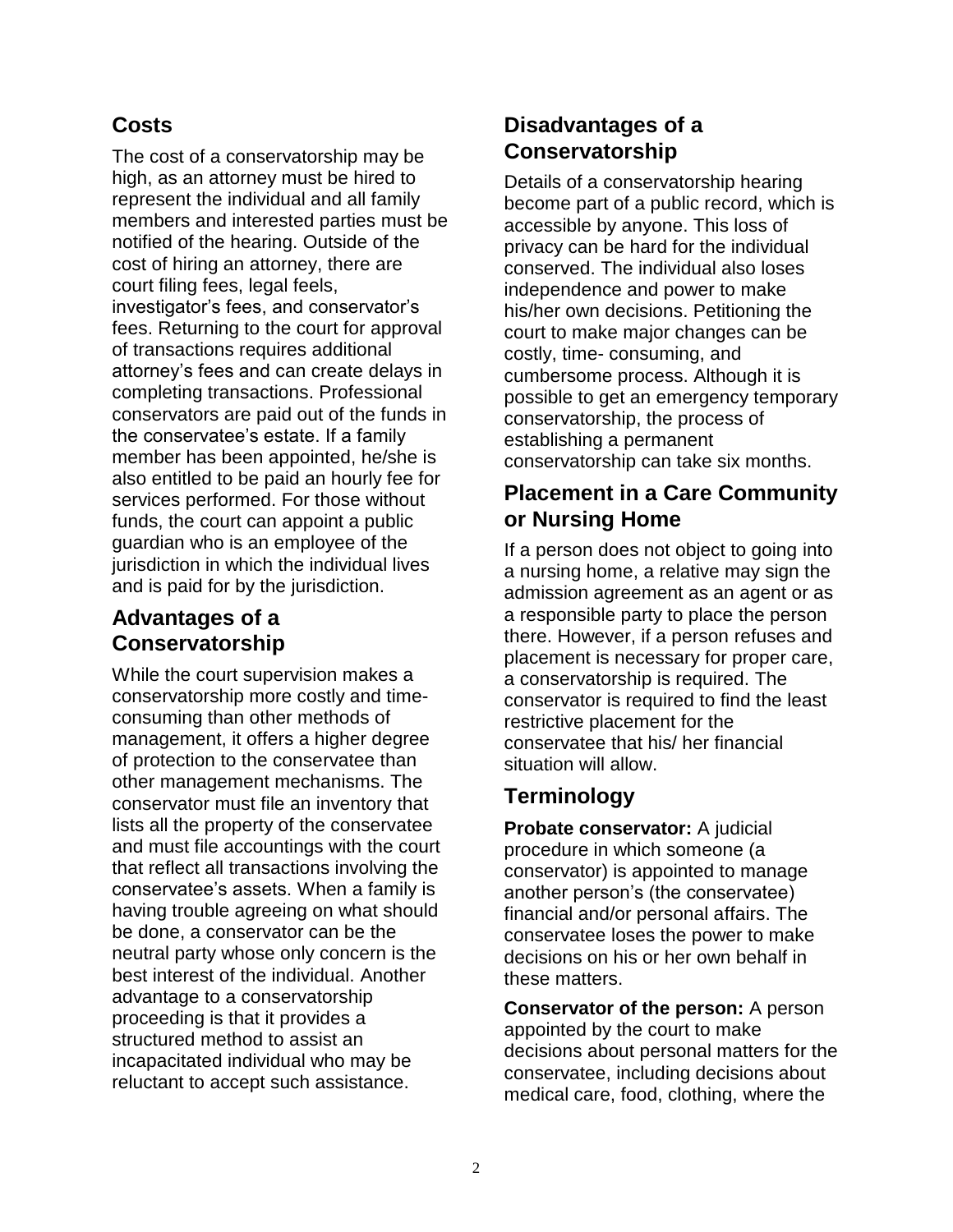## Costs

The cost of a conservatorship may be high, as an attorney must be hired to represent the individual and all family members and interested parties must be notified of the hearing. Outside of the cost of hiring an attorney, there are court filing fees, legal feels, investigator's fees, and conservator's fees. Returning to the court for approval of transactions requires additional attorney's fees and can create delays in completing transactions. Professional conservators are paid out of the funds in the conservatee's estate. If a family member has been appointed, he/she is also entitled to be paid an hourly fee for services performed. For those without funds, the court can appoint a public guardian who is an employee of the jurisdiction in which the individual lives and is paid for by the jurisdiction.

## Advantages of a Conservatorship

While the court supervision makes a conservatorship more costly and time-consuming than other methods of management, it offers a higher degree of protection to the conservatee than other management mechanisms. The conservator must file an inventory that lists all the property of the conservatee and must file accountings with the court that reflect all transactions involving the conservatee's assets. When a family is having trouble agreeing on what should be done, a conservator can be the neutral party whose only concern is the best interest of the individual. Another advantage to a conservatorship proceeding is that it provides a structured method to assist an incapacitated individual who may be reluctant to accept such assistance.

## Disadvantages of a Conservatorship

Details of a conservatorship hearing become part of a public record, which is accessible by anyone. This loss of privacy can be hard for the individual conserved. The individual also loses independence and power to make his/her own decisions. Petitioning the court to make major changes can be costly, time- consuming, and cumbersome process. Although it is possible to get an emergency temporary conservatorship, the process of establishing a permanent conservatorship can take six months.

## Placement in a Care Community or Nursing Home

If a person does not object to going into a nursing home, a relative may sign the admission agreement as an agent or as a responsible party to place the person there. However, if a person refuses and placement is necessary for proper care, a conservatorship is required. The conservator is required to find the least restrictive placement for the conservatee that his/ her financial situation will allow.

## Terminology

**Probate conservator:** A judicial procedure in which someone (a conservator) is appointed to manage another person's (the conservatee) financial and/or personal affairs. The conservatee loses the power to make decisions on his or her own behalf in these matters.

**Conservator of the person:** A person appointed by the court to make decisions about personal matters for the conservatee, including decisions about medical care, food, clothing, where the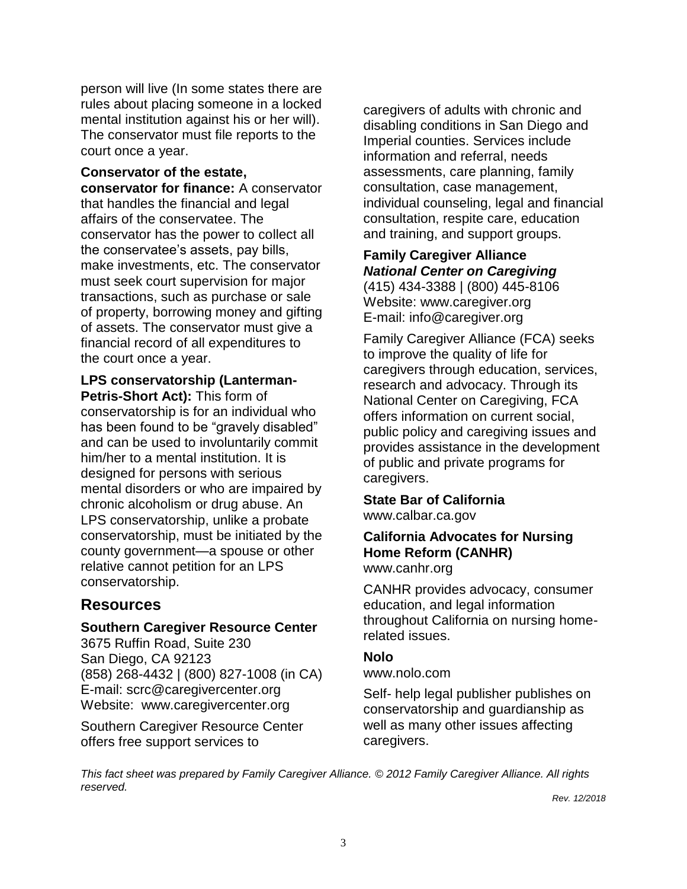person will live (In some states there are rules about placing someone in a locked mental institution against his or her will). The conservator must file reports to the court once a year.

**Conservator of the estate, conservator for finance:** A conservator that handles the financial and legal affairs of the conservatee. The conservator has the power to collect all the conservatee's assets, pay bills, make investments, etc. The conservator must seek court supervision for major transactions, such as purchase or sale of property, borrowing money and gifting of assets. The conservator must give a financial record of all expenditures to the court once a year.

**LPS conservatorship (Lanterman-Petris-Short Act):** This form of conservatorship is for an individual who has been found to be "gravely disabled" and can be used to involuntarily commit him/her to a mental institution. It is designed for persons with serious mental disorders or who are impaired by chronic alcoholism or drug abuse. An LPS conservatorship, unlike a probate conservatorship, must be initiated by the county government—a spouse or other relative cannot petition for an LPS conservatorship.

## Resources

**Southern Caregiver Resource Center**
3675 Ruffin Road, Suite 230
San Diego, CA 92123
(858) 268-4432 | (800) 827-1008 (in CA)
E-mail: scrc@caregivercenter.org
Website: www.caregivercenter.org

Southern Caregiver Resource Center offers free support services to caregivers of adults with chronic and disabling conditions in San Diego and Imperial counties. Services include information and referral, needs assessments, care planning, family consultation, case management, individual counseling, legal and financial consultation, respite care, education and training, and support groups.

**Family Caregiver Alliance**
***National Center on Caregiving***
(415) 434-3388 | (800) 445-8106
Website: www.caregiver.org
E-mail: info@caregiver.org

Family Caregiver Alliance (FCA) seeks to improve the quality of life for caregivers through education, services, research and advocacy. Through its National Center on Caregiving, FCA offers information on current social, public policy and caregiving issues and provides assistance in the development of public and private programs for caregivers.

**State Bar of California**
www.calbar.ca.gov

**California Advocates for Nursing Home Reform (CANHR)**
www.canhr.org

CANHR provides advocacy, consumer education, and legal information throughout California on nursing home-related issues.

**Nolo**
www.nolo.com

Self- help legal publisher publishes on conservatorship and guardianship as well as many other issues affecting caregivers.

*This fact sheet was prepared by Family Caregiver Alliance. © 2012 Family Caregiver Alliance. All rights reserved.*

*Rev. 12/2018*